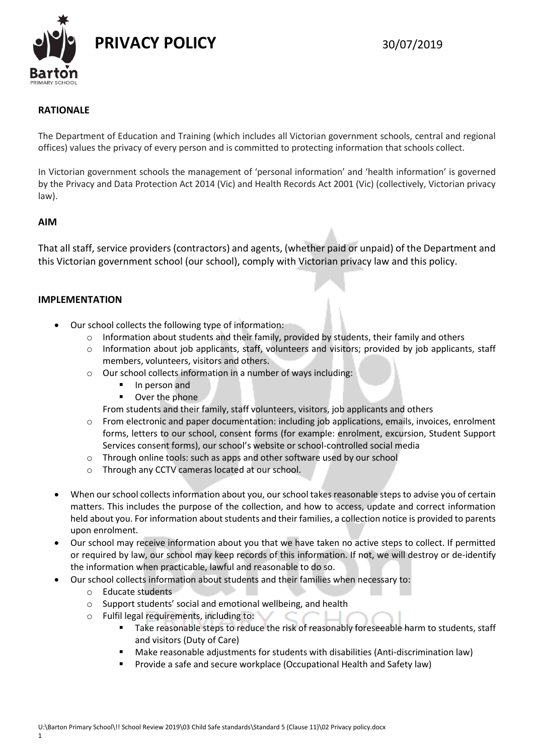# PRIVACY POLICY

30/07/2019

## RATIONALE

The Department of Education and Training (which includes all Victorian government schools, central and regional offices) values the privacy of every person and is committed to protecting information that schools collect.

In Victorian government schools the management of 'personal information' and 'health information' is governed by the Privacy and Data Protection Act 2014 (Vic) and Health Records Act 2001 (Vic) (collectively, Victorian privacy law).

## AIM

That all staff, service providers (contractors) and agents, (whether paid or unpaid) of the Department and this Victorian government school (our school), comply with Victorian privacy law and this policy.

## IMPLEMENTATION

- Our school collects the following type of information:
  - Information about students and their family, provided by students, their family and others
  - Information about job applicants, staff, volunteers and visitors; provided by job applicants, staff members, volunteers, visitors and others.
  - Our school collects information in a number of ways including:
    - In person and
    - Over the phone

    From students and their family, staff volunteers, visitors, job applicants and others
  - From electronic and paper documentation: including job applications, emails, invoices, enrolment forms, letters to our school, consent forms (for example: enrolment, excursion, Student Support Services consent forms), our school's website or school-controlled social media
  - Through online tools: such as apps and other software used by our school
  - Through any CCTV cameras located at our school.
- When our school collects information about you, our school takes reasonable steps to advise you of certain matters. This includes the purpose of the collection, and how to access, update and correct information held about you. For information about students and their families, a collection notice is provided to parents upon enrolment.
- Our school may receive information about you that we have taken no active steps to collect. If permitted or required by law, our school may keep records of this information. If not, we will destroy or de-identify the information when practicable, lawful and reasonable to do so.
- Our school collects information about students and their families when necessary to:
  - Educate students
  - Support students' social and emotional wellbeing, and health
  - Fulfil legal requirements, including to:
    - Take reasonable steps to reduce the risk of reasonably foreseeable harm to students, staff and visitors (Duty of Care)
    - Make reasonable adjustments for students with disabilities (Anti-discrimination law)
    - Provide a safe and secure workplace (Occupational Health and Safety law)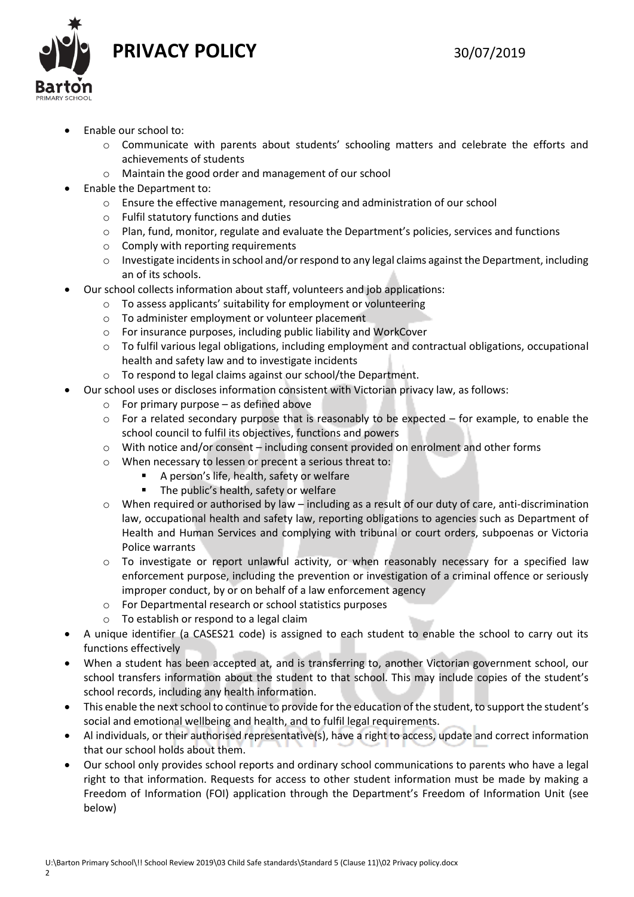- Enable our school to:
  - Communicate with parents about students' schooling matters and celebrate the efforts and achievements of students
  - Maintain the good order and management of our school
- Enable the Department to:
  - Ensure the effective management, resourcing and administration of our school
  - Fulfil statutory functions and duties
  - Plan, fund, monitor, regulate and evaluate the Department's policies, services and functions
  - Comply with reporting requirements
  - Investigate incidents in school and/or respond to any legal claims against the Department, including an of its schools.
- Our school collects information about staff, volunteers and job applications:
  - To assess applicants' suitability for employment or volunteering
  - To administer employment or volunteer placement
  - For insurance purposes, including public liability and WorkCover
  - To fulfil various legal obligations, including employment and contractual obligations, occupational health and safety law and to investigate incidents
  - To respond to legal claims against our school/the Department.
- Our school uses or discloses information consistent with Victorian privacy law, as follows:
  - For primary purpose – as defined above
  - For a related secondary purpose that is reasonably to be expected – for example, to enable the school council to fulfil its objectives, functions and powers
  - With notice and/or consent – including consent provided on enrolment and other forms
  - When necessary to lessen or precent a serious threat to:
    - A person's life, health, safety or welfare
    - The public's health, safety or welfare
  - When required or authorised by law – including as a result of our duty of care, anti-discrimination law, occupational health and safety law, reporting obligations to agencies such as Department of Health and Human Services and complying with tribunal or court orders, subpoenas or Victoria Police warrants
  - To investigate or report unlawful activity, or when reasonably necessary for a specified law enforcement purpose, including the prevention or investigation of a criminal offence or seriously improper conduct, by or on behalf of a law enforcement agency
  - For Departmental research or school statistics purposes
  - To establish or respond to a legal claim
- A unique identifier (a CASES21 code) is assigned to each student to enable the school to carry out its functions effectively
- When a student has been accepted at, and is transferring to, another Victorian government school, our school transfers information about the student to that school. This may include copies of the student's school records, including any health information.
- This enable the next school to continue to provide for the education of the student, to support the student's social and emotional wellbeing and health, and to fulfil legal requirements.
- Al individuals, or their authorised representative(s), have a right to access, update and correct information that our school holds about them.
- Our school only provides school reports and ordinary school communications to parents who have a legal right to that information. Requests for access to other student information must be made by making a Freedom of Information (FOI) application through the Department's Freedom of Information Unit (see below)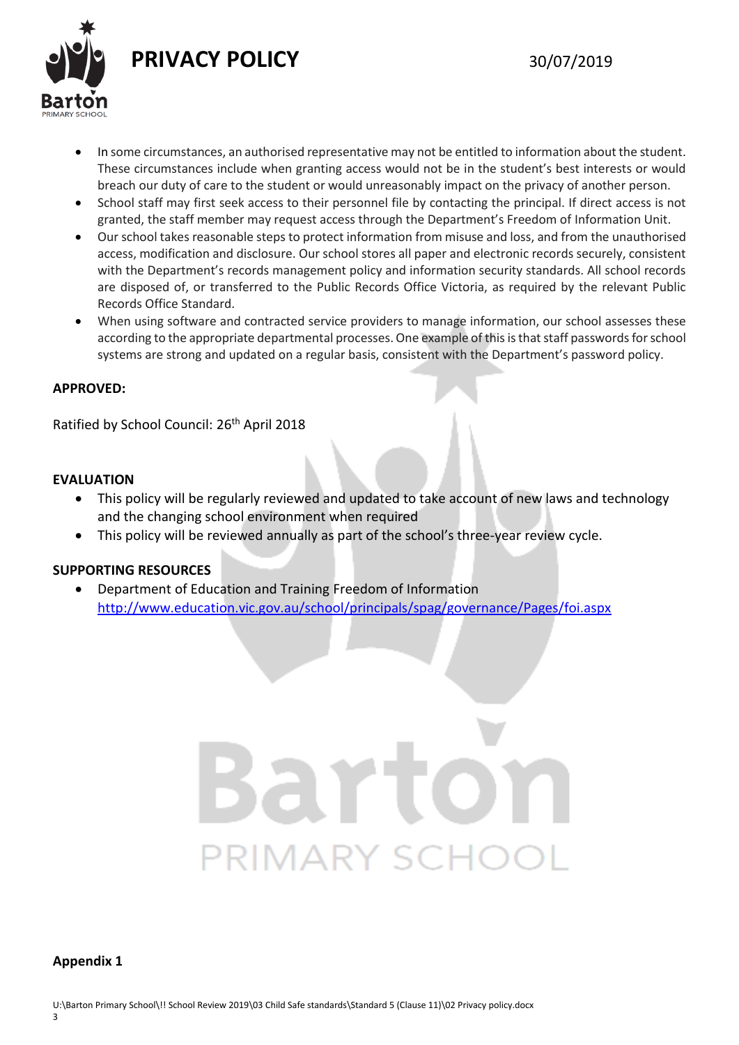- In some circumstances, an authorised representative may not be entitled to information about the student. These circumstances include when granting access would not be in the student's best interests or would breach our duty of care to the student or would unreasonably impact on the privacy of another person.
- School staff may first seek access to their personnel file by contacting the principal. If direct access is not granted, the staff member may request access through the Department's Freedom of Information Unit.
- Our school takes reasonable steps to protect information from misuse and loss, and from the unauthorised access, modification and disclosure. Our school stores all paper and electronic records securely, consistent with the Department's records management policy and information security standards. All school records are disposed of, or transferred to the Public Records Office Victoria, as required by the relevant Public Records Office Standard.
- When using software and contracted service providers to manage information, our school assesses these according to the appropriate departmental processes. One example of this is that staff passwords for school systems are strong and updated on a regular basis, consistent with the Department's password policy.

**APPROVED:**

Ratified by School Council: 26th April 2018

**EVALUATION**

- This policy will be regularly reviewed and updated to take account of new laws and technology and the changing school environment when required
- This policy will be reviewed annually as part of the school's three-year review cycle.

**SUPPORTING RESOURCES**

- Department of Education and Training Freedom of Information
  http://www.education.vic.gov.au/school/principals/spag/governance/Pages/foi.aspx

**Appendix 1**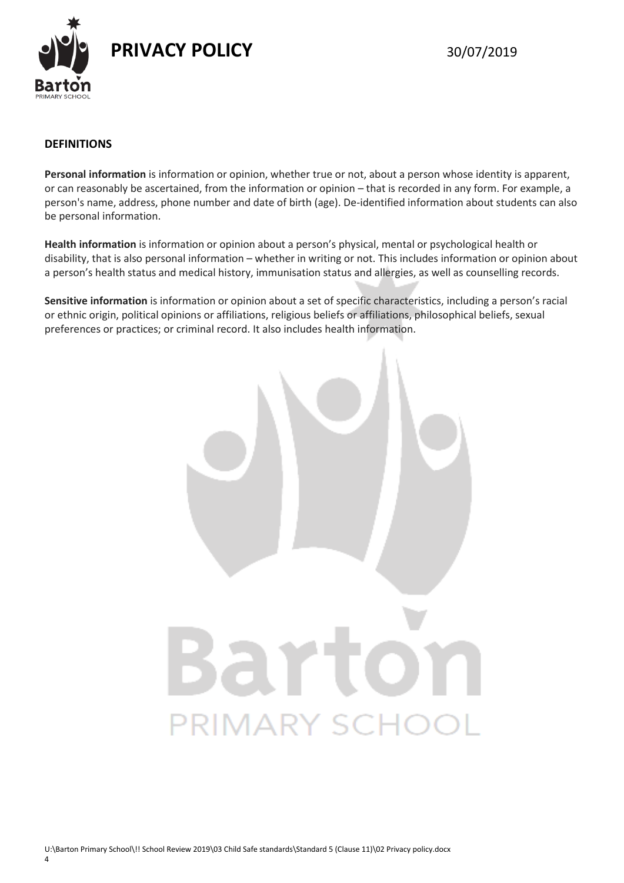## DEFINITIONS

**Personal information** is information or opinion, whether true or not, about a person whose identity is apparent, or can reasonably be ascertained, from the information or opinion – that is recorded in any form. For example, a person's name, address, phone number and date of birth (age). De-identified information about students can also be personal information.

**Health information** is information or opinion about a person's physical, mental or psychological health or disability, that is also personal information – whether in writing or not. This includes information or opinion about a person's health status and medical history, immunisation status and allergies, as well as counselling records.

**Sensitive information** is information or opinion about a set of specific characteristics, including a person's racial or ethnic origin, political opinions or affiliations, religious beliefs or affiliations, philosophical beliefs, sexual preferences or practices; or criminal record. It also includes health information.